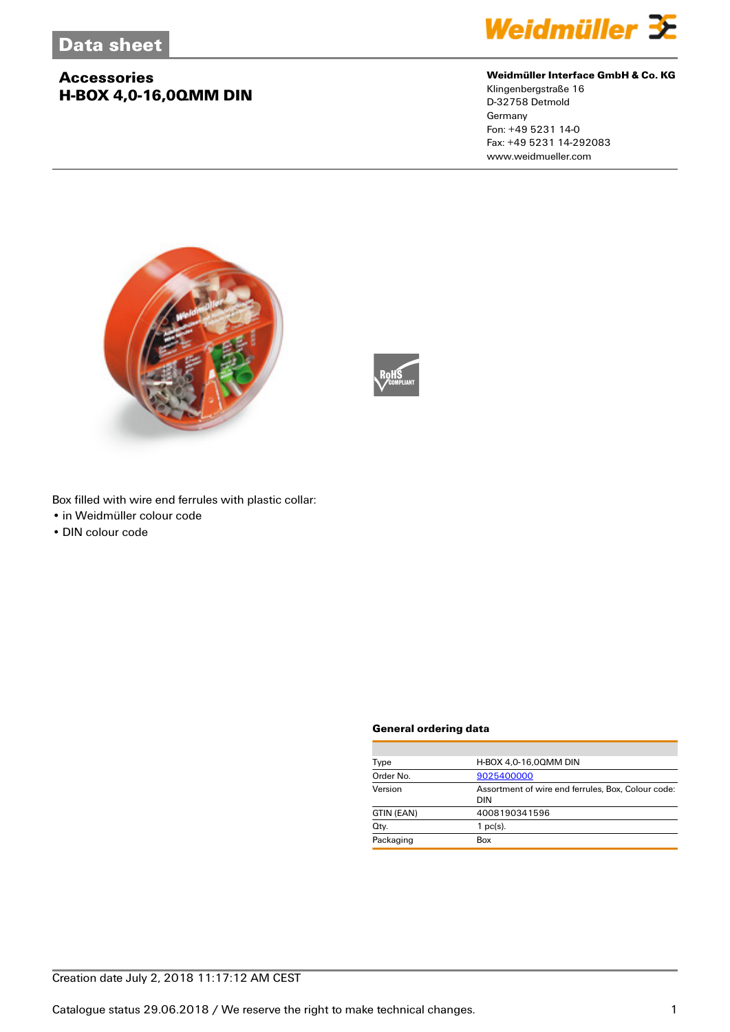Data sheet

## Accessories
## H-BOX 4,0-16,0QMM DIN

**Weidmüller Interface GmbH & Co. KG**
Klingenbergstraße 16
D-32758 Detmold
Germany
Fon: +49 5231 14-0
Fax: +49 5231 14-292083
www.weidmueller.com

Box filled with wire end ferrules with plastic collar:
- in Weidmüller colour code
- DIN colour code

### General ordering data

| | |
|---|---|
| Type | H-BOX 4,0-16,0QMM DIN |
| Order No. | 9025400000 |
| Version | Assortment of wire end ferrules, Box, Colour code: DIN |
| GTIN (EAN) | 4008190341596 |
| Qty. | 1 pc(s). |
| Packaging | Box |

Creation date July 2, 2018 11:17:12 AM CEST

Catalogue status 29.06.2018 / We reserve the right to make technical changes.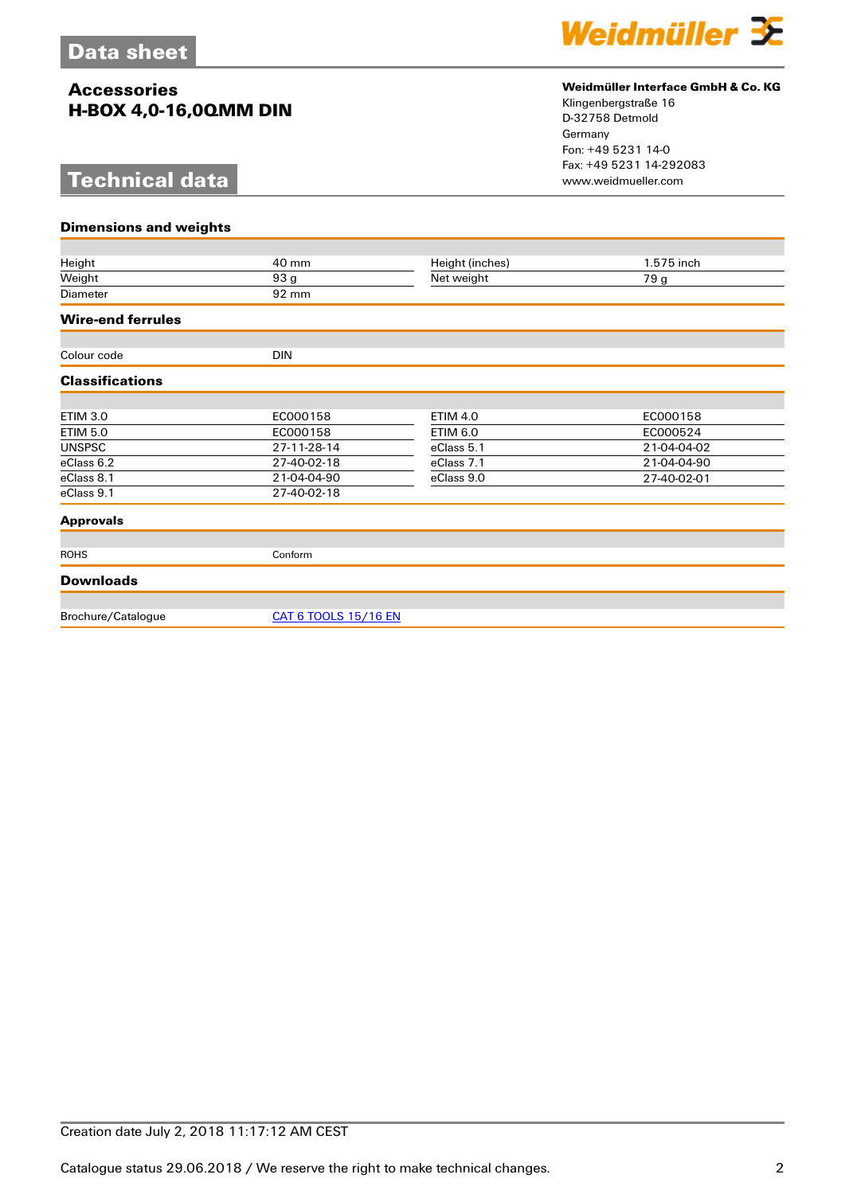# Data sheet

## Accessories
## H-BOX 4,0-16,0QMM DIN

**Weidmüller Interface GmbH & Co. KG**
Klingenbergstraße 16
D-32758 Detmold
Germany
Fon: +49 5231 14-0
Fax: +49 5231 14-292083
www.weidmueller.com

# Technical data

### Dimensions and weights

| | | | |
|---|---|---|---|
| Height | 40 mm | Height (inches) | 1.575 inch |
| Weight | 93 g | Net weight | 79 g |
| Diameter | 92 mm | | |

### Wire-end ferrules

| | |
|---|---|
| Colour code | DIN |

### Classifications

| | | | |
|---|---|---|---|
| ETIM 3.0 | EC000158 | ETIM 4.0 | EC000158 |
| ETIM 5.0 | EC000158 | ETIM 6.0 | EC000524 |
| UNSPSC | 27-11-28-14 | eClass 5.1 | 21-04-04-02 |
| eClass 6.2 | 27-40-02-18 | eClass 7.1 | 21-04-04-90 |
| eClass 8.1 | 21-04-04-90 | eClass 9.0 | 27-40-02-01 |
| eClass 9.1 | 27-40-02-18 | | |

### Approvals

| | |
|---|---|
| ROHS | Conform |

### Downloads

| | |
|---|---|
| Brochure/Catalogue | CAT 6 TOOLS 15/16 EN |

Creation date July 2, 2018 11:17:12 AM CEST

Catalogue status 29.06.2018 / We reserve the right to make technical changes.